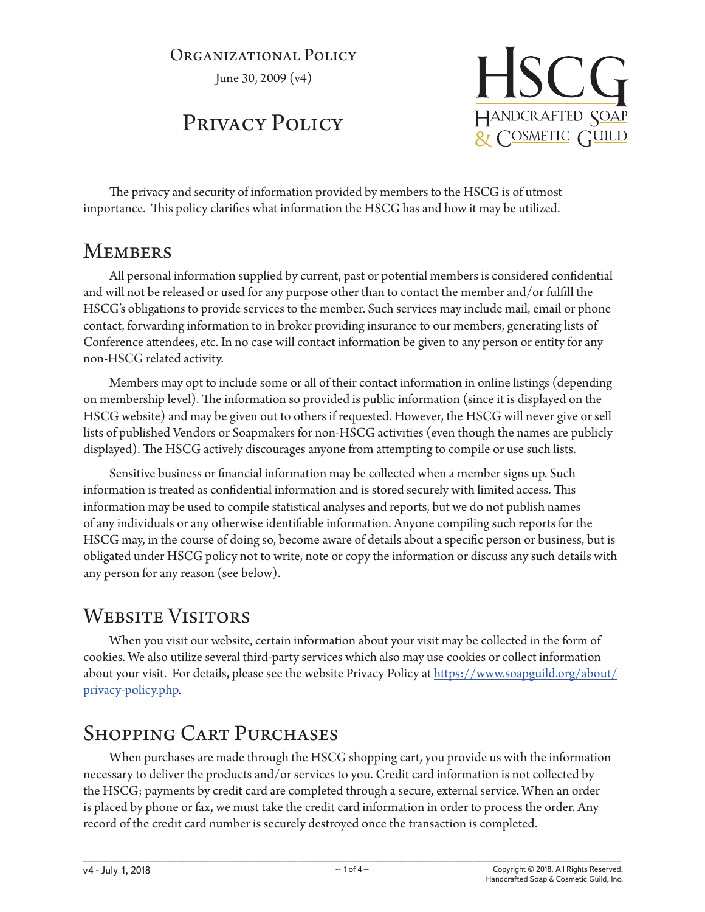Organizational Policy

June 30, 2009 (v4)

# Privacy Policy

HSCG
Handcrafted Soap & Cosmetic Guild

The privacy and security of information provided by members to the HSCG is of utmost importance. This policy clarifies what information the HSCG has and how it may be utilized.

## Members

All personal information supplied by current, past or potential members is considered confidential and will not be released or used for any purpose other than to contact the member and/or fulfill the HSCG's obligations to provide services to the member. Such services may include mail, email or phone contact, forwarding information to in broker providing insurance to our members, generating lists of Conference attendees, etc. In no case will contact information be given to any person or entity for any non-HSCG related activity.

Members may opt to include some or all of their contact information in online listings (depending on membership level). The information so provided is public information (since it is displayed on the HSCG website) and may be given out to others if requested. However, the HSCG will never give or sell lists of published Vendors or Soapmakers for non-HSCG activities (even though the names are publicly displayed). The HSCG actively discourages anyone from attempting to compile or use such lists.

Sensitive business or financial information may be collected when a member signs up. Such information is treated as confidential information and is stored securely with limited access. This information may be used to compile statistical analyses and reports, but we do not publish names of any individuals or any otherwise identifiable information. Anyone compiling such reports for the HSCG may, in the course of doing so, become aware of details about a specific person or business, but is obligated under HSCG policy not to write, note or copy the information or discuss any such details with any person for any reason (see below).

## Website Visitors

When you visit our website, certain information about your visit may be collected in the form of cookies. We also utilize several third-party services which also may use cookies or collect information about your visit. For details, please see the website Privacy Policy at [https://www.soapguild.org/about/privacy-policy.php](https://www.soapguild.org/about/privacy-policy.php).

## Shopping Cart Purchases

When purchases are made through the HSCG shopping cart, you provide us with the information necessary to deliver the products and/or services to you. Credit card information is not collected by the HSCG; payments by credit card are completed through a secure, external service. When an order is placed by phone or fax, we must take the credit card information in order to process the order. Any record of the credit card number is securely destroyed once the transaction is completed.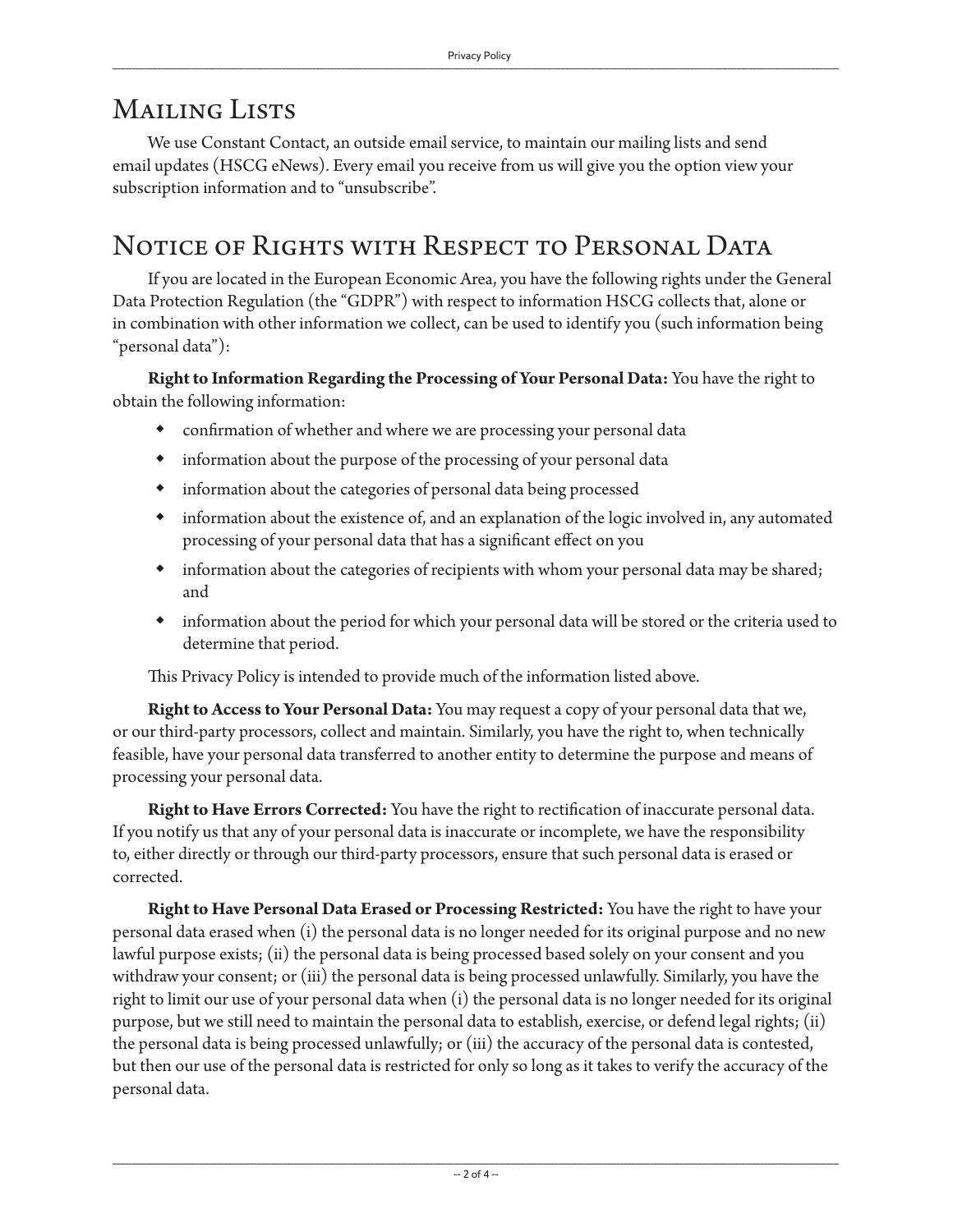## Mailing Lists

We use Constant Contact, an outside email service, to maintain our mailing lists and send email updates (HSCG eNews). Every email you receive from us will give you the option view your subscription information and to “unsubscribe”.

## Notice of Rights with Respect to Personal Data

If you are located in the European Economic Area, you have the following rights under the General Data Protection Regulation (the “GDPR”) with respect to information HSCG collects that, alone or in combination with other information we collect, can be used to identify you (such information being “personal data”):

**Right to Information Regarding the Processing of Your Personal Data:** You have the right to obtain the following information:

- confirmation of whether and where we are processing your personal data
- information about the purpose of the processing of your personal data
- information about the categories of personal data being processed
- information about the existence of, and an explanation of the logic involved in, any automated processing of your personal data that has a significant effect on you
- information about the categories of recipients with whom your personal data may be shared; and
- information about the period for which your personal data will be stored or the criteria used to determine that period.

This Privacy Policy is intended to provide much of the information listed above.

**Right to Access to Your Personal Data:** You may request a copy of your personal data that we, or our third-party processors, collect and maintain. Similarly, you have the right to, when technically feasible, have your personal data transferred to another entity to determine the purpose and means of processing your personal data.

**Right to Have Errors Corrected:** You have the right to rectification of inaccurate personal data. If you notify us that any of your personal data is inaccurate or incomplete, we have the responsibility to, either directly or through our third-party processors, ensure that such personal data is erased or corrected.

**Right to Have Personal Data Erased or Processing Restricted:** You have the right to have your personal data erased when (i) the personal data is no longer needed for its original purpose and no new lawful purpose exists; (ii) the personal data is being processed based solely on your consent and you withdraw your consent; or (iii) the personal data is being processed unlawfully. Similarly, you have the right to limit our use of your personal data when (i) the personal data is no longer needed for its original purpose, but we still need to maintain the personal data to establish, exercise, or defend legal rights; (ii) the personal data is being processed unlawfully; or (iii) the accuracy of the personal data is contested, but then our use of the personal data is restricted for only so long as it takes to verify the accuracy of the personal data.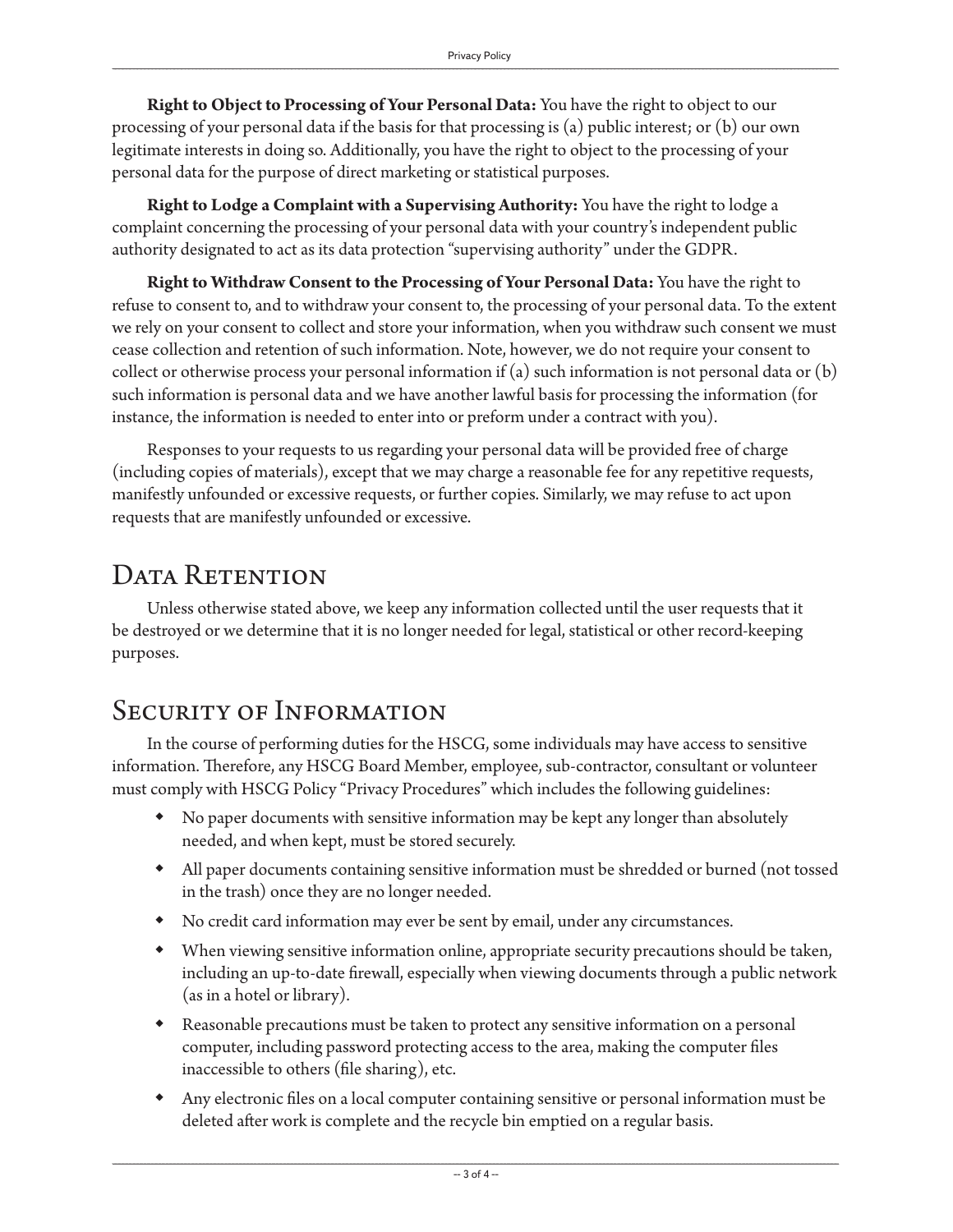**Right to Object to Processing of Your Personal Data:** You have the right to object to our processing of your personal data if the basis for that processing is (a) public interest; or (b) our own legitimate interests in doing so. Additionally, you have the right to object to the processing of your personal data for the purpose of direct marketing or statistical purposes.

**Right to Lodge a Complaint with a Supervising Authority:** You have the right to lodge a complaint concerning the processing of your personal data with your country's independent public authority designated to act as its data protection "supervising authority" under the GDPR.

**Right to Withdraw Consent to the Processing of Your Personal Data:** You have the right to refuse to consent to, and to withdraw your consent to, the processing of your personal data. To the extent we rely on your consent to collect and store your information, when you withdraw such consent we must cease collection and retention of such information. Note, however, we do not require your consent to collect or otherwise process your personal information if (a) such information is not personal data or (b) such information is personal data and we have another lawful basis for processing the information (for instance, the information is needed to enter into or preform under a contract with you).

Responses to your requests to us regarding your personal data will be provided free of charge (including copies of materials), except that we may charge a reasonable fee for any repetitive requests, manifestly unfounded or excessive requests, or further copies. Similarly, we may refuse to act upon requests that are manifestly unfounded or excessive.

## Data Retention

Unless otherwise stated above, we keep any information collected until the user requests that it be destroyed or we determine that it is no longer needed for legal, statistical or other record-keeping purposes.

## Security of Information

In the course of performing duties for the HSCG, some individuals may have access to sensitive information. Therefore, any HSCG Board Member, employee, sub-contractor, consultant or volunteer must comply with HSCG Policy "Privacy Procedures" which includes the following guidelines:

- No paper documents with sensitive information may be kept any longer than absolutely needed, and when kept, must be stored securely.
- All paper documents containing sensitive information must be shredded or burned (not tossed in the trash) once they are no longer needed.
- No credit card information may ever be sent by email, under any circumstances.
- When viewing sensitive information online, appropriate security precautions should be taken, including an up-to-date firewall, especially when viewing documents through a public network (as in a hotel or library).
- Reasonable precautions must be taken to protect any sensitive information on a personal computer, including password protecting access to the area, making the computer files inaccessible to others (file sharing), etc.
- Any electronic files on a local computer containing sensitive or personal information must be deleted after work is complete and the recycle bin emptied on a regular basis.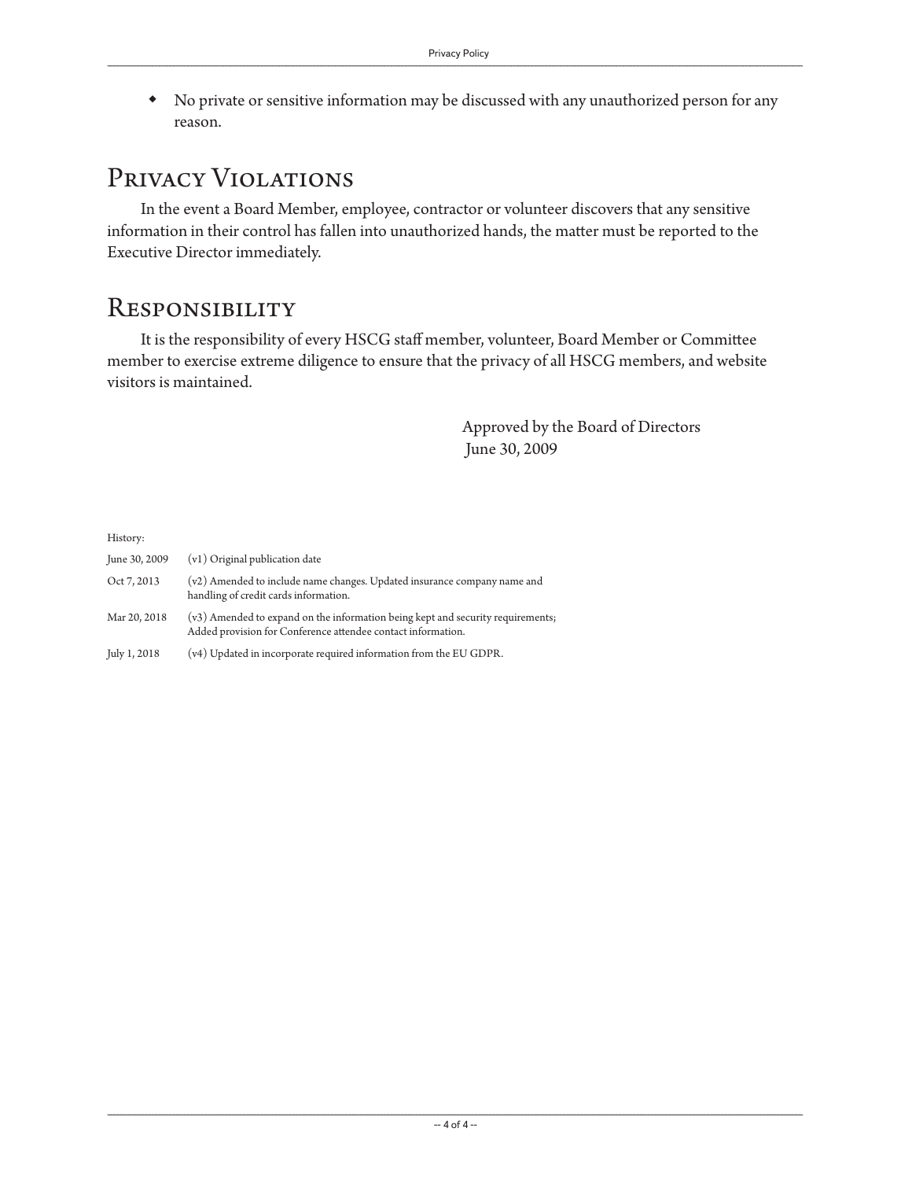- No private or sensitive information may be discussed with any unauthorized person for any reason.

## Privacy Violations

In the event a Board Member, employee, contractor or volunteer discovers that any sensitive information in their control has fallen into unauthorized hands, the matter must be reported to the Executive Director immediately.

## Responsibility

It is the responsibility of every HSCG staff member, volunteer, Board Member or Committee member to exercise extreme diligence to ensure that the privacy of all HSCG members, and website visitors is maintained.

Approved by the Board of Directors
June 30, 2009

History:

| | |
|---|---|
| June 30, 2009 | (v1) Original publication date |
| Oct 7, 2013 | (v2) Amended to include name changes. Updated insurance company name and handling of credit cards information. |
| Mar 20, 2018 | (v3) Amended to expand on the information being kept and security requirements; Added provision for Conference attendee contact information. |
| July 1, 2018 | (v4) Updated in incorporate required information from the EU GDPR. |